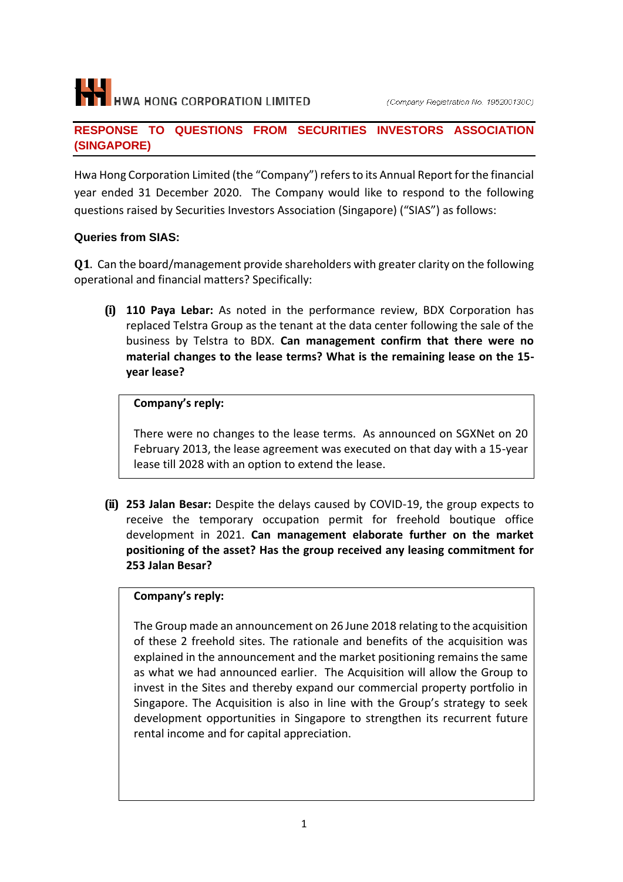HWA HONG CORPORATION LIMITED

(Company Registration No. 195200130C)

## RESPONSE TO QUESTIONS FROM SECURITIES INVESTORS ASSOCIATION (SINGAPORE)

Hwa Hong Corporation Limited (the "Company") refers to its Annual Report for the financial year ended 31 December 2020. The Company would like to respond to the following questions raised by Securities Investors Association (Singapore) ("SIAS") as follows:

**Queries from SIAS:**

**Q1**. Can the board/management provide shareholders with greater clarity on the following operational and financial matters? Specifically:

**(i)** **110 Paya Lebar:** As noted in the performance review, BDX Corporation has replaced Telstra Group as the tenant at the data center following the sale of the business by Telstra to BDX. **Can management confirm that there were no material changes to the lease terms? What is the remaining lease on the 15-year lease?**

> **Company's reply:**
>
> There were no changes to the lease terms. As announced on SGXNet on 20 February 2013, the lease agreement was executed on that day with a 15-year lease till 2028 with an option to extend the lease.

**(ii)** **253 Jalan Besar:** Despite the delays caused by COVID-19, the group expects to receive the temporary occupation permit for freehold boutique office development in 2021. **Can management elaborate further on the market positioning of the asset? Has the group received any leasing commitment for 253 Jalan Besar?**

> **Company's reply:**
>
> The Group made an announcement on 26 June 2018 relating to the acquisition of these 2 freehold sites. The rationale and benefits of the acquisition was explained in the announcement and the market positioning remains the same as what we had announced earlier. The Acquisition will allow the Group to invest in the Sites and thereby expand our commercial property portfolio in Singapore. The Acquisition is also in line with the Group's strategy to seek development opportunities in Singapore to strengthen its recurrent future rental income and for capital appreciation.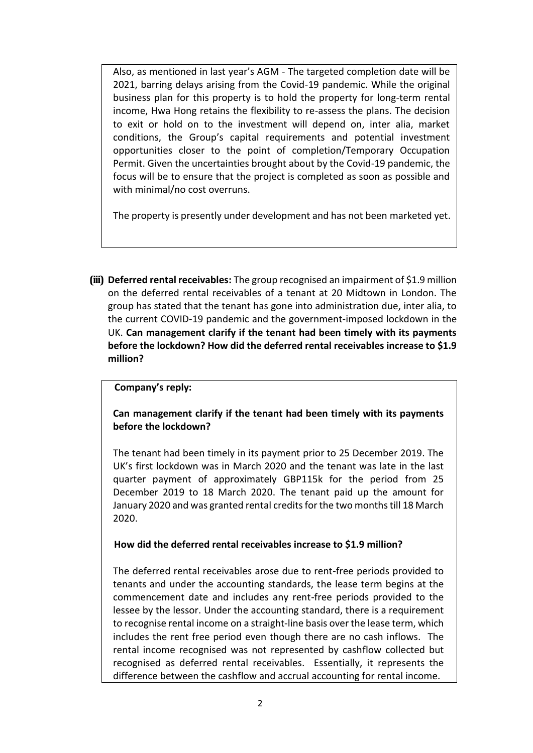Also, as mentioned in last year's AGM - The targeted completion date will be 2021, barring delays arising from the Covid-19 pandemic. While the original business plan for this property is to hold the property for long-term rental income, Hwa Hong retains the flexibility to re-assess the plans. The decision to exit or hold on to the investment will depend on, inter alia, market conditions, the Group's capital requirements and potential investment opportunities closer to the point of completion/Temporary Occupation Permit. Given the uncertainties brought about by the Covid-19 pandemic, the focus will be to ensure that the project is completed as soon as possible and with minimal/no cost overruns.

The property is presently under development and has not been marketed yet.

**(iii) Deferred rental receivables:** The group recognised an impairment of $1.9 million on the deferred rental receivables of a tenant at 20 Midtown in London. The group has stated that the tenant has gone into administration due, inter alia, to the current COVID-19 pandemic and the government-imposed lockdown in the UK. **Can management clarify if the tenant had been timely with its payments before the lockdown? How did the deferred rental receivables increase to $1.9 million?**

**Company's reply:**

**Can management clarify if the tenant had been timely with its payments before the lockdown?**

The tenant had been timely in its payment prior to 25 December 2019. The UK's first lockdown was in March 2020 and the tenant was late in the last quarter payment of approximately GBP115k for the period from 25 December 2019 to 18 March 2020. The tenant paid up the amount for January 2020 and was granted rental credits for the two months till 18 March 2020.

**How did the deferred rental receivables increase to $1.9 million?**

The deferred rental receivables arose due to rent-free periods provided to tenants and under the accounting standards, the lease term begins at the commencement date and includes any rent-free periods provided to the lessee by the lessor. Under the accounting standard, there is a requirement to recognise rental income on a straight-line basis over the lease term, which includes the rent free period even though there are no cash inflows. The rental income recognised was not represented by cashflow collected but recognised as deferred rental receivables. Essentially, it represents the difference between the cashflow and accrual accounting for rental income.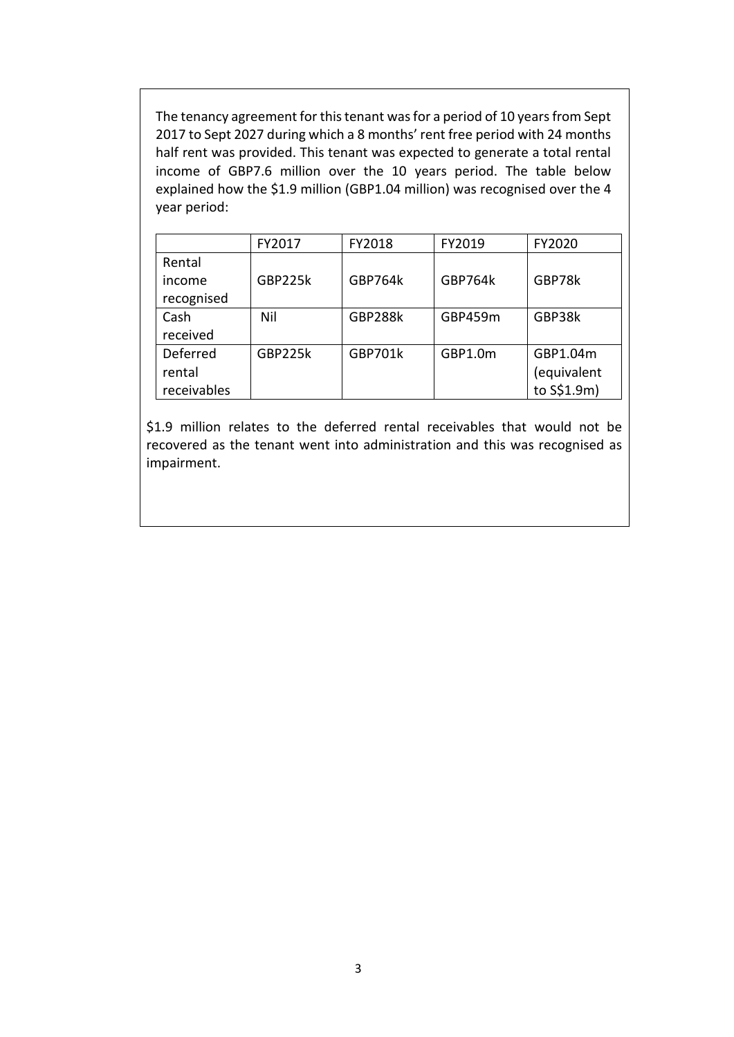The tenancy agreement for this tenant was for a period of 10 years from Sept 2017 to Sept 2027 during which a 8 months' rent free period with 24 months half rent was provided. This tenant was expected to generate a total rental income of GBP7.6 million over the 10 years period. The table below explained how the $1.9 million (GBP1.04 million) was recognised over the 4 year period:

| | FY2017 | FY2018 | FY2019 | FY2020 |
|---|---|---|---|---|
| Rental income recognised | GBP225k | GBP764k | GBP764k | GBP78k |
| Cash received | Nil | GBP288k | GBP459m | GBP38k |
| Deferred rental receivables | GBP225k | GBP701k | GBP1.0m | GBP1.04m (equivalent to S$1.9m) |

$1.9 million relates to the deferred rental receivables that would not be recovered as the tenant went into administration and this was recognised as impairment.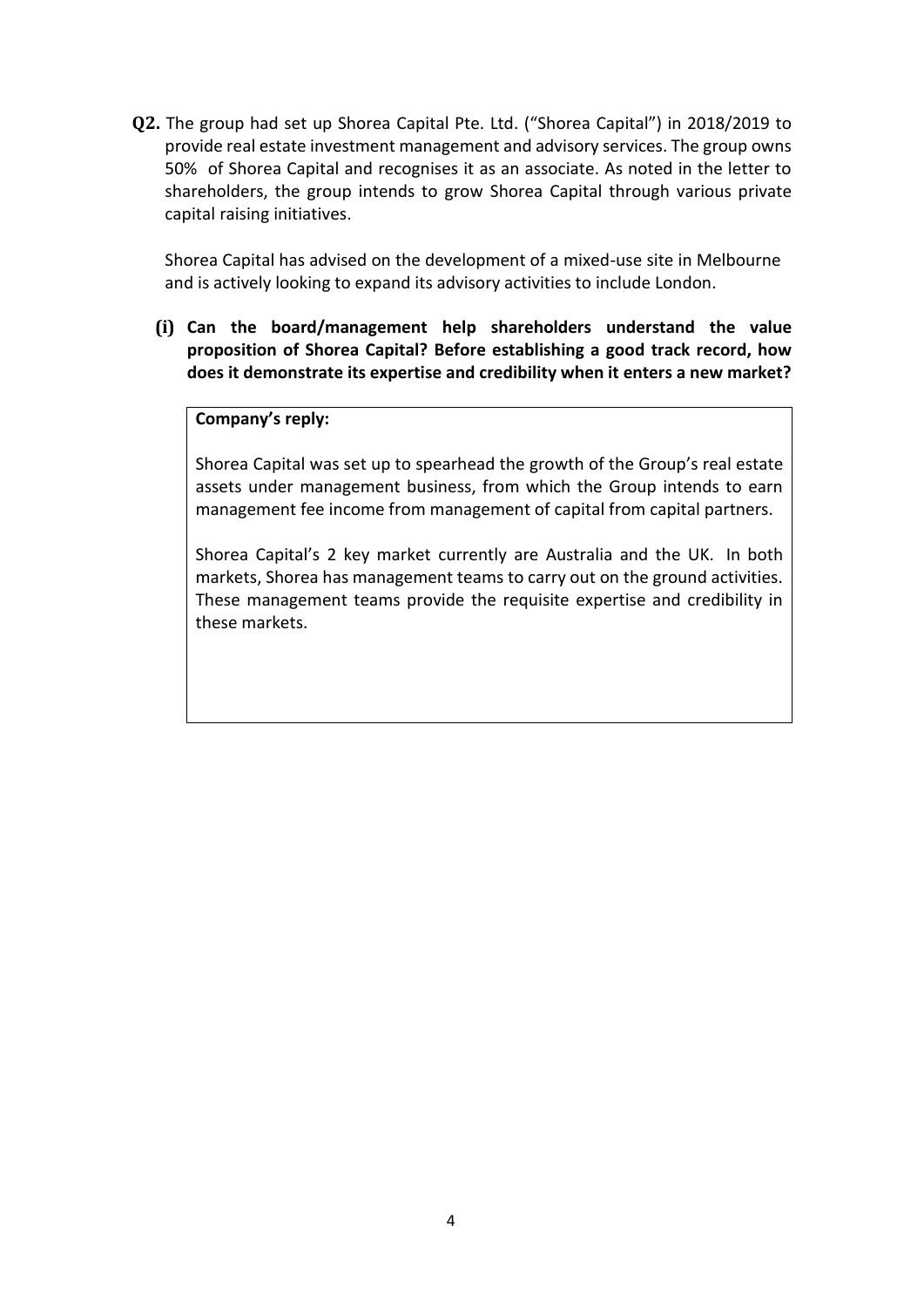**Q2.** The group had set up Shorea Capital Pte. Ltd. ("Shorea Capital") in 2018/2019 to provide real estate investment management and advisory services. The group owns 50% of Shorea Capital and recognises it as an associate. As noted in the letter to shareholders, the group intends to grow Shorea Capital through various private capital raising initiatives.

Shorea Capital has advised on the development of a mixed-use site in Melbourne and is actively looking to expand its advisory activities to include London.

**(i) Can the board/management help shareholders understand the value proposition of Shorea Capital? Before establishing a good track record, how does it demonstrate its expertise and credibility when it enters a new market?**

**Company's reply:**

Shorea Capital was set up to spearhead the growth of the Group's real estate assets under management business, from which the Group intends to earn management fee income from management of capital from capital partners.

Shorea Capital's 2 key market currently are Australia and the UK. In both markets, Shorea has management teams to carry out on the ground activities. These management teams provide the requisite expertise and credibility in these markets.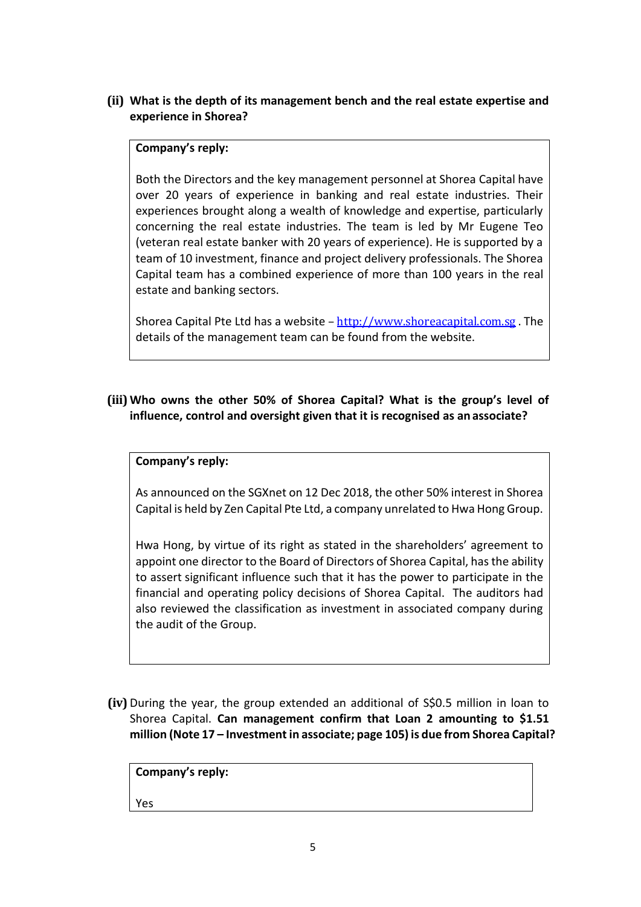**(ii) What is the depth of its management bench and the real estate expertise and experience in Shorea?**

> **Company's reply:**
>
> Both the Directors and the key management personnel at Shorea Capital have over 20 years of experience in banking and real estate industries. Their experiences brought along a wealth of knowledge and expertise, particularly concerning the real estate industries. The team is led by Mr Eugene Teo (veteran real estate banker with 20 years of experience). He is supported by a team of 10 investment, finance and project delivery professionals. The Shorea Capital team has a combined experience of more than 100 years in the real estate and banking sectors.
>
> Shorea Capital Pte Ltd has a website – http://www.shoreacapital.com.sg . The details of the management team can be found from the website.

**(iii) Who owns the other 50% of Shorea Capital? What is the group's level of influence, control and oversight given that it is recognised as an associate?**

> **Company's reply:**
>
> As announced on the SGXnet on 12 Dec 2018, the other 50% interest in Shorea Capital is held by Zen Capital Pte Ltd, a company unrelated to Hwa Hong Group.
>
> Hwa Hong, by virtue of its right as stated in the shareholders' agreement to appoint one director to the Board of Directors of Shorea Capital, has the ability to assert significant influence such that it has the power to participate in the financial and operating policy decisions of Shorea Capital. The auditors had also reviewed the classification as investment in associated company during the audit of the Group.

**(iv)** During the year, the group extended an additional of S$0.5 million in loan to Shorea Capital. **Can management confirm that Loan 2 amounting to $1.51 million (Note 17 – Investment in associate; page 105) is due from Shorea Capital?**

> **Company's reply:**
>
> Yes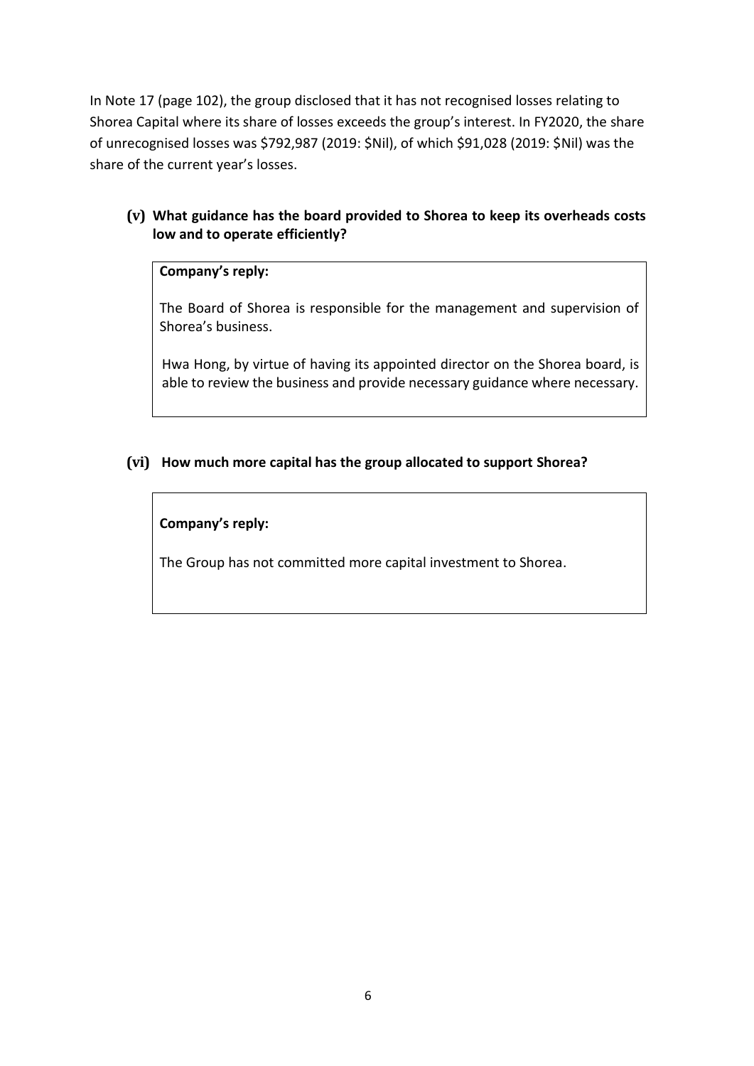In Note 17 (page 102), the group disclosed that it has not recognised losses relating to Shorea Capital where its share of losses exceeds the group's interest. In FY2020, the share of unrecognised losses was $792,987 (2019: $Nil), of which $91,028 (2019: $Nil) was the share of the current year's losses.

**(v) What guidance has the board provided to Shorea to keep its overheads costs low and to operate efficiently?**

> **Company's reply:**
>
> The Board of Shorea is responsible for the management and supervision of Shorea's business.
>
> Hwa Hong, by virtue of having its appointed director on the Shorea board, is able to review the business and provide necessary guidance where necessary.

**(vi) How much more capital has the group allocated to support Shorea?**

> **Company's reply:**
>
> The Group has not committed more capital investment to Shorea.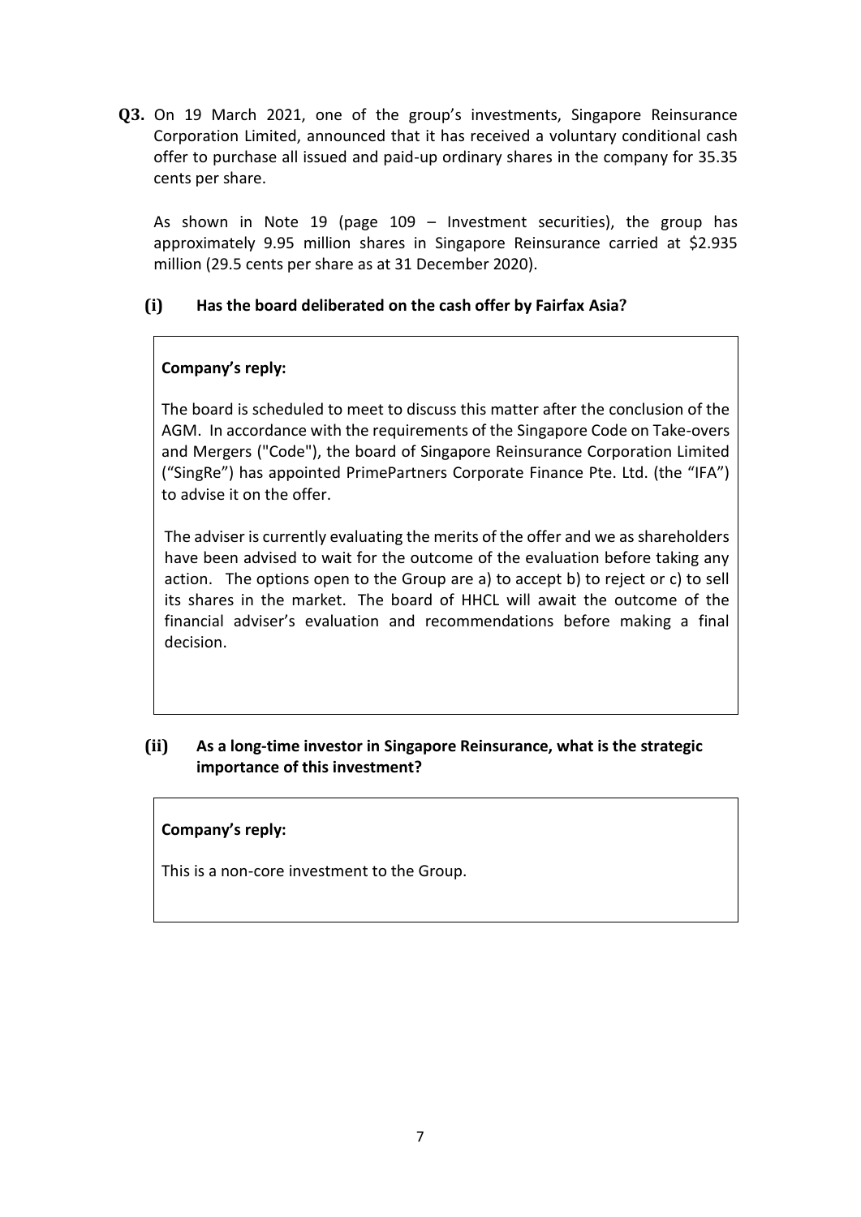**Q3.** On 19 March 2021, one of the group's investments, Singapore Reinsurance Corporation Limited, announced that it has received a voluntary conditional cash offer to purchase all issued and paid-up ordinary shares in the company for 35.35 cents per share.

As shown in Note 19 (page 109 – Investment securities), the group has approximately 9.95 million shares in Singapore Reinsurance carried at $2.935 million (29.5 cents per share as at 31 December 2020).

**(i) Has the board deliberated on the cash offer by Fairfax Asia?**

**Company's reply:**

The board is scheduled to meet to discuss this matter after the conclusion of the AGM. In accordance with the requirements of the Singapore Code on Take-overs and Mergers ("Code"), the board of Singapore Reinsurance Corporation Limited ("SingRe") has appointed PrimePartners Corporate Finance Pte. Ltd. (the "IFA") to advise it on the offer.

The adviser is currently evaluating the merits of the offer and we as shareholders have been advised to wait for the outcome of the evaluation before taking any action. The options open to the Group are a) to accept b) to reject or c) to sell its shares in the market. The board of HHCL will await the outcome of the financial adviser's evaluation and recommendations before making a final decision.

**(ii) As a long-time investor in Singapore Reinsurance, what is the strategic importance of this investment?**

**Company's reply:**

This is a non-core investment to the Group.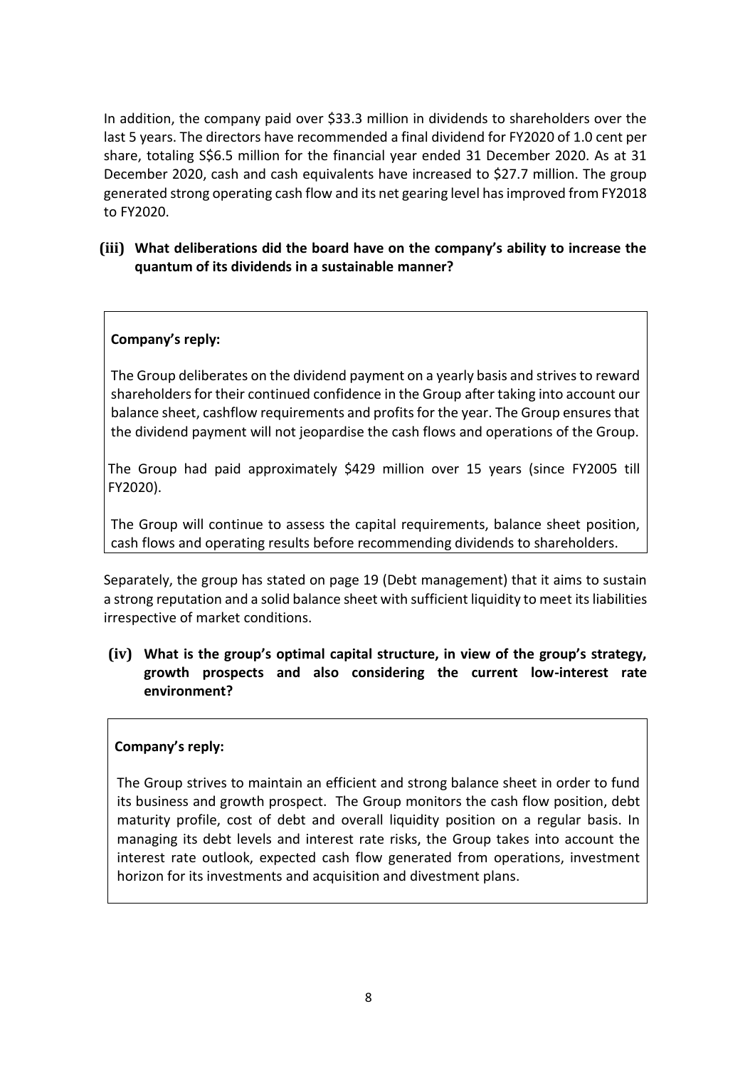In addition, the company paid over $33.3 million in dividends to shareholders over the last 5 years. The directors have recommended a final dividend for FY2020 of 1.0 cent per share, totaling S$6.5 million for the financial year ended 31 December 2020. As at 31 December 2020, cash and cash equivalents have increased to $27.7 million. The group generated strong operating cash flow and its net gearing level has improved from FY2018 to FY2020.

**(iii) What deliberations did the board have on the company's ability to increase the quantum of its dividends in a sustainable manner?**

> **Company's reply:**
>
> The Group deliberates on the dividend payment on a yearly basis and strives to reward shareholders for their continued confidence in the Group after taking into account our balance sheet, cashflow requirements and profits for the year. The Group ensures that the dividend payment will not jeopardise the cash flows and operations of the Group.
>
> The Group had paid approximately $429 million over 15 years (since FY2005 till FY2020).
>
> The Group will continue to assess the capital requirements, balance sheet position, cash flows and operating results before recommending dividends to shareholders.

Separately, the group has stated on page 19 (Debt management) that it aims to sustain a strong reputation and a solid balance sheet with sufficient liquidity to meet its liabilities irrespective of market conditions.

**(iv) What is the group's optimal capital structure, in view of the group's strategy, growth prospects and also considering the current low-interest rate environment?**

> **Company's reply:**
>
> The Group strives to maintain an efficient and strong balance sheet in order to fund its business and growth prospect. The Group monitors the cash flow position, debt maturity profile, cost of debt and overall liquidity position on a regular basis. In managing its debt levels and interest rate risks, the Group takes into account the interest rate outlook, expected cash flow generated from operations, investment horizon for its investments and acquisition and divestment plans.